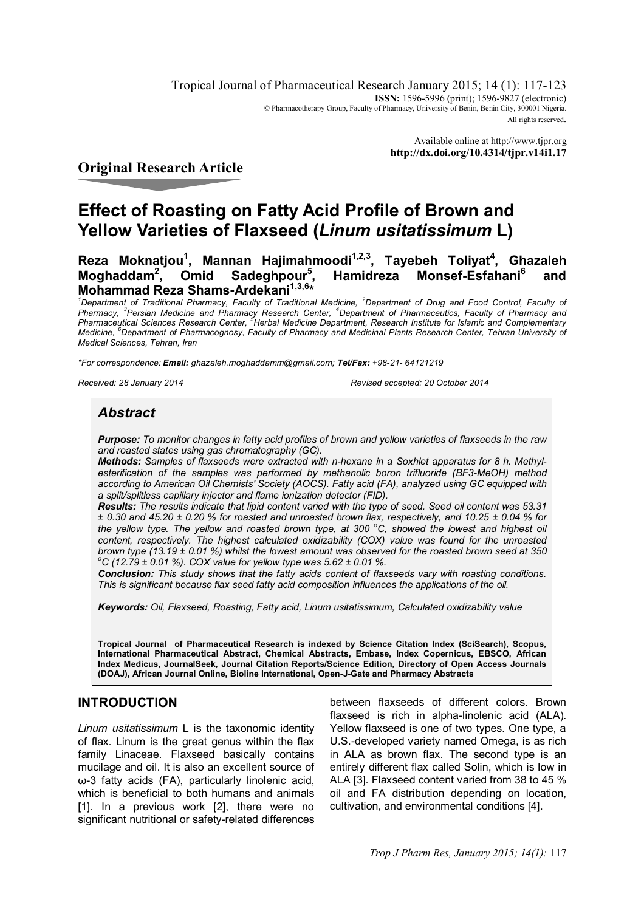Tropical Journal of Pharmaceutical Research January 2015; 14 (1): 117-123
**ISSN:** 1596-5996 (print); 1596-9827 (electronic)
© Pharmacotherapy Group, Faculty of Pharmacy, University of Benin, Benin City, 300001 Nigeria.
All rights reserved.

Available online at http://www.tjpr.org
**http://dx.doi.org/10.4314/tjpr.v14i1.17**

## Original Research Article

# Effect of Roasting on Fatty Acid Profile of Brown and Yellow Varieties of Flaxseed (*Linum usitatissimum* L)

**Reza Moknatjou[1], Mannan Hajimahmoodi[1,2,3], Tayebeh Toliyat[4], Ghazaleh Moghaddam[2], Omid Sadeghpour[5], Hamidreza Monsef-Esfahani[6] and Mohammad Reza Shams-Ardekani[1,3,6]***

*[1]Department of Traditional Pharmacy, Faculty of Traditional Medicine, [2]Department of Drug and Food Control, Faculty of Pharmacy, [3]Persian Medicine and Pharmacy Research Center, [4]Department of Pharmaceutics, Faculty of Pharmacy and Pharmaceutical Sciences Research Center, [5]Herbal Medicine Department, Research Institute for Islamic and Complementary Medicine, [6]Department of Pharmacognosy, Faculty of Pharmacy and Medicinal Plants Research Center, Tehran University of Medical Sciences, Tehran, Iran*

**For correspondence:* ***Email:*** *ghazaleh.moghaddamm@gmail.com;* ***Tel/Fax:*** *+98-21- 64121219*

*Received: 28 January 2014* *Revised accepted: 20 October 2014*

## *Abstract*

***Purpose:*** *To monitor changes in fatty acid profiles of brown and yellow varieties of flaxseeds in the raw and roasted states using gas chromatography (GC).*

***Methods:*** *Samples of flaxseeds were extracted with n-hexane in a Soxhlet apparatus for 8 h. Methyl-esterification of the samples was performed by methanolic boron trifluoride (BF3-MeOH) method according to American Oil Chemists' Society (AOCS). Fatty acid (FA), analyzed using GC equipped with a split/splitless capillary injector and flame ionization detector (FID).*

***Results:*** *The results indicate that lipid content varied with the type of seed. Seed oil content was 53.31 ± 0.30 and 45.20 ± 0.20 % for roasted and unroasted brown flax, respectively, and 10.25 ± 0.04 % for the yellow type. The yellow and roasted brown type, at 300 °C, showed the lowest and highest oil content, respectively. The highest calculated oxidizability (COX) value was found for the unroasted brown type (13.19 ± 0.01 %) whilst the lowest amount was observed for the roasted brown seed at 350 °C (12.79 ± 0.01 %). COX value for yellow type was 5.62 ± 0.01 %.*

***Conclusion:*** *This study shows that the fatty acids content of flaxseeds vary with roasting conditions. This is significant because flax seed fatty acid composition influences the applications of the oil.*

***Keywords:*** *Oil, Flaxseed, Roasting, Fatty acid, Linum usitatissimum, Calculated oxidizability value*

**Tropical Journal of Pharmaceutical Research is indexed by Science Citation Index (SciSearch), Scopus, International Pharmaceutical Abstract, Chemical Abstracts, Embase, Index Copernicus, EBSCO, African Index Medicus, JournalSeek, Journal Citation Reports/Science Edition, Directory of Open Access Journals (DOAJ), African Journal Online, Bioline International, Open-J-Gate and Pharmacy Abstracts**

## INTRODUCTION

*Linum usitatissimum* L is the taxonomic identity of flax. Linum is the great genus within the flax family Linaceae. Flaxseed basically contains mucilage and oil. It is also an excellent source of ω-3 fatty acids (FA), particularly linolenic acid, which is beneficial to both humans and animals [1]. In a previous work [2], there were no significant nutritional or safety-related differences between flaxseeds of different colors. Brown flaxseed is rich in alpha-linolenic acid (ALA). Yellow flaxseed is one of two types. One type, a U.S.-developed variety named Omega, is as rich in ALA as brown flax. The second type is an entirely different flax called Solin, which is low in ALA [3]. Flaxseed content varied from 38 to 45 % oil and FA distribution depending on location, cultivation, and environmental conditions [4].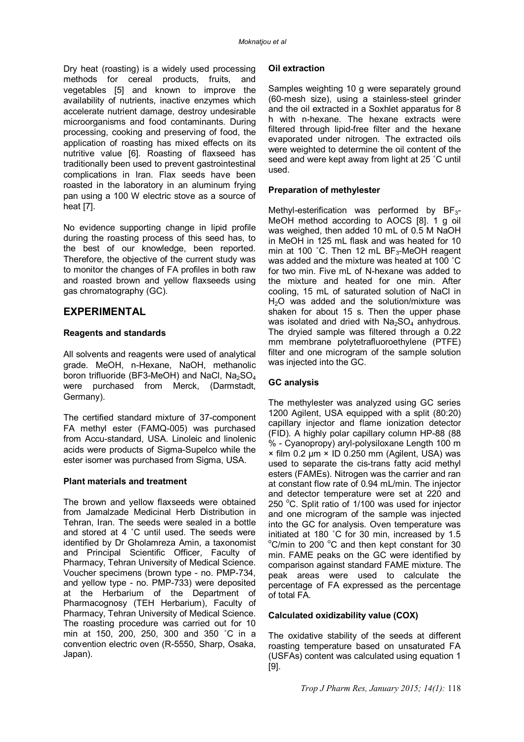Dry heat (roasting) is a widely used processing methods for cereal products, fruits, and vegetables [5] and known to improve the availability of nutrients, inactive enzymes which accelerate nutrient damage, destroy undesirable microorganisms and food contaminants. During processing, cooking and preserving of food, the application of roasting has mixed effects on its nutritive value [6]. Roasting of flaxseed has traditionally been used to prevent gastrointestinal complications in Iran. Flax seeds have been roasted in the laboratory in an aluminum frying pan using a 100 W electric stove as a source of heat [7].

No evidence supporting change in lipid profile during the roasting process of this seed has, to the best of our knowledge, been reported. Therefore, the objective of the current study was to monitor the changes of FA profiles in both raw and roasted brown and yellow flaxseeds using gas chromatography (GC).

## EXPERIMENTAL

### Reagents and standards

All solvents and reagents were used of analytical grade. MeOH, n-Hexane, NaOH, methanolic boron trifluoride (BF3-MeOH) and NaCl, $Na_2SO_4$ were purchased from Merck, (Darmstadt, Germany).

The certified standard mixture of 37-component FA methyl ester (FAMQ-005) was purchased from Accu-standard, USA. Linoleic and linolenic acids were products of Sigma-Supelco while the ester isomer was purchased from Sigma, USA.

### Plant materials and treatment

The brown and yellow flaxseeds were obtained from Jamalzade Medicinal Herb Distribution in Tehran, Iran. The seeds were sealed in a bottle and stored at 4 ˚C until used. The seeds were identified by Dr Gholamreza Amin, a taxonomist and Principal Scientific Officer, Faculty of Pharmacy, Tehran University of Medical Science. Voucher specimens (brown type - no. PMP-734, and yellow type - no. PMP-733) were deposited at the Herbarium of the Department of Pharmacognosy (TEH Herbarium), Faculty of Pharmacy, Tehran University of Medical Science. The roasting procedure was carried out for 10 min at 150, 200, 250, 300 and 350 ˚C in a convention electric oven (R-5550, Sharp, Osaka, Japan).

### Oil extraction

Samples weighting 10 g were separately ground (60-mesh size), using a stainless-steel grinder and the oil extracted in a Soxhlet apparatus for 8 h with n-hexane. The hexane extracts were filtered through lipid-free filter and the hexane evaporated under nitrogen. The extracted oils were weighted to determine the oil content of the seed and were kept away from light at 25 ˚C until used.

### Preparation of methylester

Methyl-esterification was performed by $BF_3$-MeOH method according to AOCS [8]. 1 g oil was weighed, then added 10 mL of 0.5 M NaOH in MeOH in 125 mL flask and was heated for 10 min at 100 ˚C. Then 12 mL $BF_3$-MeOH reagent was added and the mixture was heated at 100 ˚C for two min. Five mL of N-hexane was added to the mixture and heated for one min. After cooling, 15 mL of saturated solution of NaCl in $H_2O$ was added and the solution/mixture was shaken for about 15 s. Then the upper phase was isolated and dried with $Na_2SO_4$ anhydrous. The dryied sample was filtered through a 0.22 mm membrane polytetrafluoroethylene (PTFE) filter and one microgram of the sample solution was injected into the GC.

### GC analysis

The methylester was analyzed using GC series 1200 Agilent, USA equipped with a split (80:20) capillary injector and flame ionization detector (FID). A highly polar capillary column HP-88 (88 % - Cyanopropy) aryl-polysiloxane Length 100 m × film 0.2 µm × ID 0.250 mm (Agilent, USA) was used to separate the cis-trans fatty acid methyl esters (FAMEs). Nitrogen was the carrier and ran at constant flow rate of 0.94 mL/min. The injector and detector temperature were set at 220 and 250 °C. Split ratio of 1/100 was used for injector and one microgram of the sample was injected into the GC for analysis. Oven temperature was initiated at 180 ˚C for 30 min, increased by 1.5 °C/min to 200 °C and then kept constant for 30 min. FAME peaks on the GC were identified by comparison against standard FAME mixture. The peak areas were used to calculate the percentage of FA expressed as the percentage of total FA.

### Calculated oxidizability value (COX)

The oxidative stability of the seeds at different roasting temperature based on unsaturated FA (USFAs) content was calculated using equation 1 [9].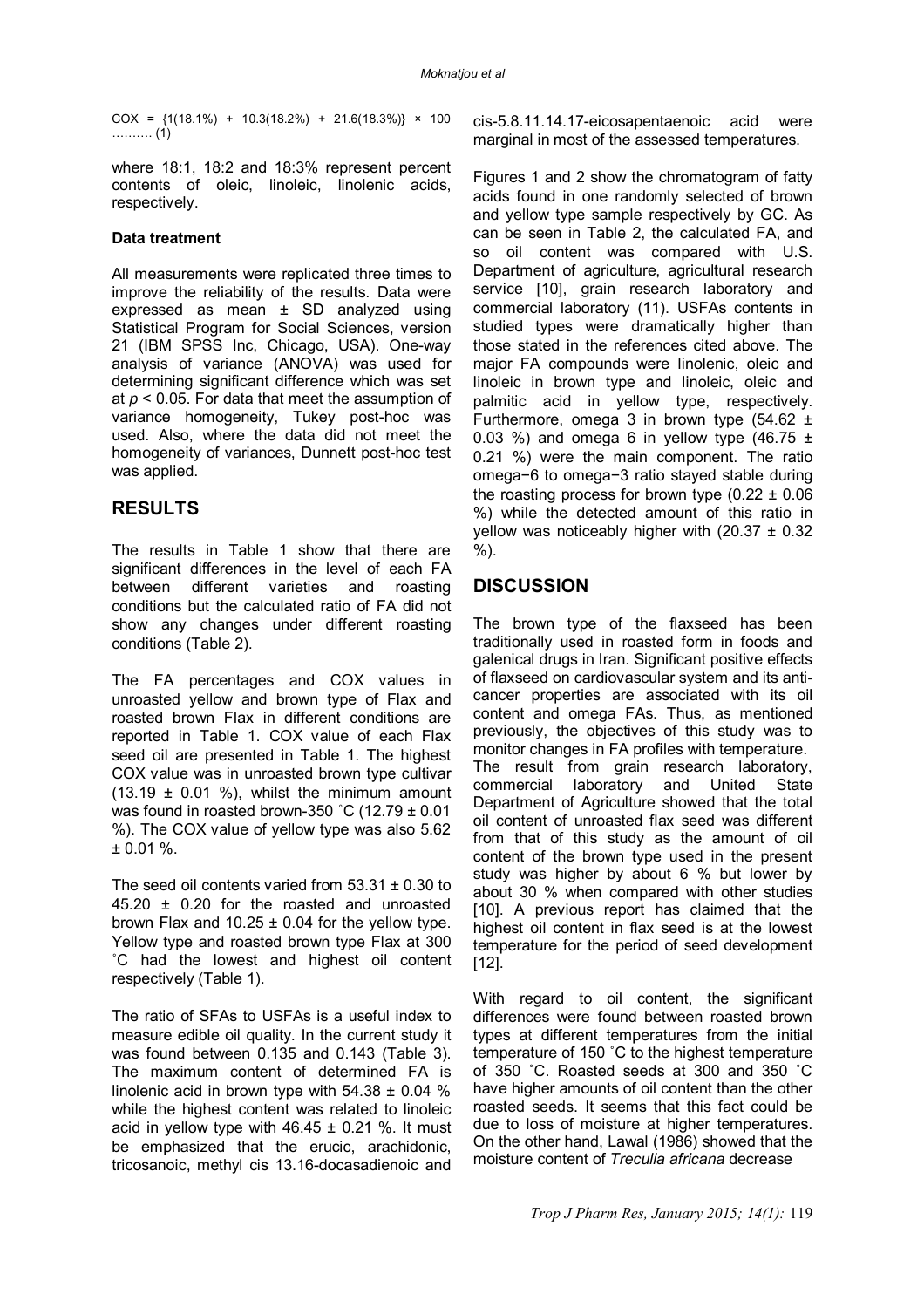$$COX = \{1(18.1\%) + 10.3(18.2\%) + 21.6(18.3\%)\} \times 100 \quad \text{.........} (1)$$

where 18:1, 18:2 and 18:3% represent percent contents of oleic, linoleic, linolenic acids, respectively.

### Data treatment

All measurements were replicated three times to improve the reliability of the results. Data were expressed as mean ± SD analyzed using Statistical Program for Social Sciences, version 21 (IBM SPSS Inc, Chicago, USA). One-way analysis of variance (ANOVA) was used for determining significant difference which was set at $p < 0.05$. For data that meet the assumption of variance homogeneity, Tukey post-hoc was used. Also, where the data did not meet the homogeneity of variances, Dunnett post-hoc test was applied.

## RESULTS

The results in Table 1 show that there are significant differences in the level of each FA between different varieties and roasting conditions but the calculated ratio of FA did not show any changes under different roasting conditions (Table 2).

The FA percentages and COX values in unroasted yellow and brown type of Flax and roasted brown Flax in different conditions are reported in Table 1. COX value of each Flax seed oil are presented in Table 1. The highest COX value was in unroasted brown type cultivar (13.19 ± 0.01 %), whilst the minimum amount was found in roasted brown-350 ˚C (12.79 ± 0.01 %). The COX value of yellow type was also 5.62 ± 0.01 %.

The seed oil contents varied from 53.31 ± 0.30 to 45.20 ± 0.20 for the roasted and unroasted brown Flax and 10.25 ± 0.04 for the yellow type. Yellow type and roasted brown type Flax at 300 ˚C had the lowest and highest oil content respectively (Table 1).

The ratio of SFAs to USFAs is a useful index to measure edible oil quality. In the current study it was found between 0.135 and 0.143 (Table 3). The maximum content of determined FA is linolenic acid in brown type with 54.38 ± 0.04 % while the highest content was related to linoleic acid in yellow type with 46.45 ± 0.21 %. It must be emphasized that the erucic, arachidonic, tricosanoic, methyl cis 13.16-docasadienoic and cis-5.8.11.14.17-eicosapentaenoic acid were marginal in most of the assessed temperatures.

Figures 1 and 2 show the chromatogram of fatty acids found in one randomly selected of brown and yellow type sample respectively by GC. As can be seen in Table 2, the calculated FA, and so oil content was compared with U.S. Department of agriculture, agricultural research service [10], grain research laboratory and commercial laboratory (11). USFAs contents in studied types were dramatically higher than those stated in the references cited above. The major FA compounds were linolenic, oleic and linoleic in brown type and linoleic, oleic and palmitic acid in yellow type, respectively. Furthermore, omega 3 in brown type (54.62 ± 0.03 %) and omega 6 in yellow type (46.75 ± 0.21 %) were the main component. The ratio omega−6 to omega−3 ratio stayed stable during the roasting process for brown type (0.22 ± 0.06 %) while the detected amount of this ratio in yellow was noticeably higher with (20.37 ± 0.32 %).

## DISCUSSION

The brown type of the flaxseed has been traditionally used in roasted form in foods and galenical drugs in Iran. Significant positive effects of flaxseed on cardiovascular system and its anti-cancer properties are associated with its oil content and omega FAs. Thus, as mentioned previously, the objectives of this study was to monitor changes in FA profiles with temperature. The result from grain research laboratory, commercial laboratory and United State Department of Agriculture showed that the total oil content of unroasted flax seed was different from that of this study as the amount of oil content of the brown type used in the present study was higher by about 6 % but lower by about 30 % when compared with other studies [10]. A previous report has claimed that the highest oil content in flax seed is at the lowest temperature for the period of seed development [12].

With regard to oil content, the significant differences were found between roasted brown types at different temperatures from the initial temperature of 150 ˚C to the highest temperature of 350 ˚C. Roasted seeds at 300 and 350 ˚C have higher amounts of oil content than the other roasted seeds. It seems that this fact could be due to loss of moisture at higher temperatures. On the other hand, Lawal (1986) showed that the moisture content of *Treculia africana* decrease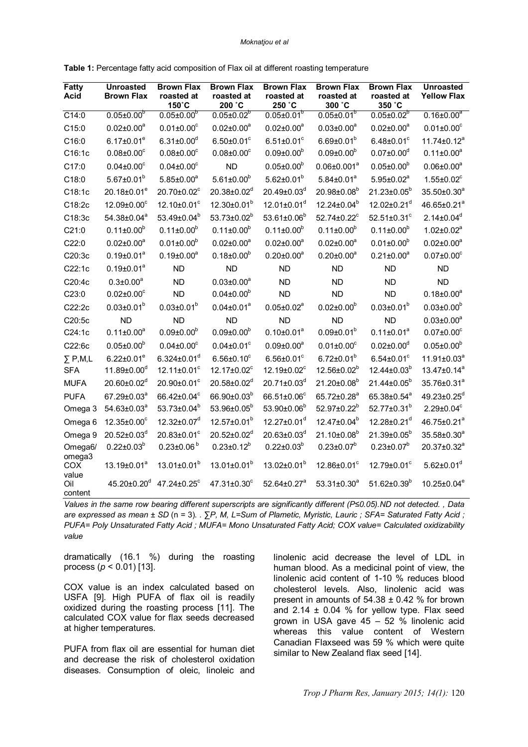**Table 1:** Percentage fatty acid composition of Flax oil at different roasting temperature

| Fatty Acid | Unroasted Brown Flax | Brown Flax roasted at 150˚C | Brown Flax roasted at 200 ˚C | Brown Flax roasted at 250 ˚C | Brown Flax roasted at 300 ˚C | Brown Flax roasted at 350 ˚C | Unroasted Yellow Flax |
|---|---|---|---|---|---|---|---|
| C14:0 | 0.05±0.00$^{b}$ | 0.05±0.00$^{b}$ | 0.05±0.02$^{b}$ | 0.05±0.01$^{b}$ | 0.05±0.01$^{b}$ | 0.05±0.02$^{b}$ | 0.16±0.00$^{a}$ |
| C15:0 | 0.02±0.00$^{a}$ | 0.01±0.00$^{c}$ | 0.02±0.00$^{a}$ | 0.02±0.00$^{a}$ | 0.03±0.00$^{a}$ | 0.02±0.00$^{a}$ | 0.01±0.00$^{c}$ |
| C16:0 | 6.17±0.01$^{e}$ | 6.31±0.00$^{d}$ | 6.50±0.01$^{c}$ | 6.51±0.01$^{c}$ | 6.69±0.01$^{b}$ | 6.48±0.01$^{c}$ | 11.74±0.12$^{a}$ |
| C16:1c | 0.08±0.00$^{c}$ | 0.08±0.00$^{c}$ | 0.08±0.00$^{c}$ | 0.09±0.00$^{b}$ | 0.09±0.00$^{b}$ | 0.07±0.00$^{d}$ | 0.11±0.00$^{a}$ |
| C17:0 | 0.04±0.00$^{c}$ | 0.04±0.00$^{c}$ | ND | 0.05±0.00$^{b}$ | 0.06±0.001$^{a}$ | 0.05±0.00$^{b}$ | 0.06±0.00$^{a}$ |
| C18:0 | 5.67±0.01$^{b}$ | 5.85±0.00$^{a}$ | 5.61±0.00$^{b}$ | 5.62±0.01$^{b}$ | 5.84±0.01$^{a}$ | 5.95±0.02$^{a}$ | 1.55±0.02$^{c}$ |
| C18:1c | 20.18±0.01$^{e}$ | 20.70±0.02$^{c}$ | 20.38±0.02$^{d}$ | 20.49±0.03$^{d}$ | 20.98±0.08$^{b}$ | 21.23±0.05$^{b}$ | 35.50±0.30$^{a}$ |
| C18:2c | 12.09±0.00$^{c}$ | 12.10±0.01$^{c}$ | 12.30±0.01$^{b}$ | 12.01±0.01$^{d}$ | 12.24±0.04$^{b}$ | 12.02±0.21$^{d}$ | 46.65±0.21$^{a}$ |
| C18:3c | 54.38±0.04$^{a}$ | 53.49±0.04$^{b}$ | 53.73±0.02$^{b}$ | 53.61±0.06$^{b}$ | 52.74±0.22$^{c}$ | 52.51±0.31$^{c}$ | 2.14±0.04$^{d}$ |
| C21:0 | 0.11±0.00$^{b}$ | 0.11±0.00$^{b}$ | 0.11±0.00$^{b}$ | 0.11±0.00$^{b}$ | 0.11±0.00$^{b}$ | 0.11±0.00$^{b}$ | 1.02±0.02$^{a}$ |
| C22:0 | 0.02±0.00$^{a}$ | 0.01±0.00$^{b}$ | 0.02±0.00$^{a}$ | 0.02±0.00$^{a}$ | 0.02±0.00$^{a}$ | 0.01±0.00$^{b}$ | 0.02±0.00$^{a}$ |
| C20:3c | 0.19±0.01$^{a}$ | 0.19±0.00$^{a}$ | 0.18±0.00$^{b}$ | 0.20±0.00$^{a}$ | 0.20±0.00$^{a}$ | 0.21±0.00$^{a}$ | 0.07±0.00$^{c}$ |
| C22:1c | 0.19±0.01$^{a}$ | ND | ND | ND | ND | ND | ND |
| C20:4c | 0.3±0.00$^{a}$ | ND | 0.03±0.00$^{a}$ | ND | ND | ND | ND |
| C23:0 | 0.02±0.00$^{c}$ | ND | 0.04±0.00$^{b}$ | ND | ND | ND | 0.18±0.00$^{a}$ |
| C22:2c | 0.03±0.01$^{b}$ | 0.03±0.01$^{b}$ | 0.04±0.01$^{a}$ | 0.05±0.02$^{a}$ | 0.02±0.00$^{b}$ | 0.03±0.01$^{b}$ | 0.03±0.00$^{b}$ |
| C20:5c | ND | ND | ND | ND | ND | ND | 0.03±0.00$^{a}$ |
| C24:1c | 0.11±0.00$^{a}$ | 0.09±0.00$^{b}$ | 0.09±0.00$^{b}$ | 0.10±0.01$^{a}$ | 0.09±0.01$^{b}$ | 0.11±0.01$^{a}$ | 0.07±0.00$^{c}$ |
| C22:6c | 0.05±0.00$^{b}$ | 0.04±0.00$^{c}$ | 0.04±0.01$^{c}$ | 0.09±0.00$^{a}$ | 0.01±0.00$^{c}$ | 0.02±0.00$^{d}$ | 0.05±0.00$^{b}$ |
| ∑ P,M,L | 6.22±0.01$^{e}$ | 6.324±0.01$^{d}$ | 6.56±0.10$^{c}$ | 6.56±0.01$^{c}$ | 6.72±0.01$^{b}$ | 6.54±0.01$^{c}$ | 11.91±0.03$^{a}$ |
| SFA | 11.89±0.00$^{d}$ | 12.11±0.01$^{c}$ | 12.17±0.02$^{c}$ | 12.19±0.02$^{c}$ | 12.56±0.02$^{b}$ | 12.44±0.03$^{b}$ | 13.47±0.14$^{a}$ |
| MUFA | 20.60±0.02$^{d}$ | 20.90±0.01$^{c}$ | 20.58±0.02$^{d}$ | 20.71±0.03$^{d}$ | 21.20±0.08$^{b}$ | 21.44±0.05$^{b}$ | 35.76±0.31$^{a}$ |
| PUFA | 67.29±0.03$^{a}$ | 66.42±0.04$^{c}$ | 66.90±0.03$^{b}$ | 66.51±0.06$^{c}$ | 65.72±0.28$^{a}$ | 65.38±0.54$^{a}$ | 49.23±0.25$^{d}$ |
| Omega 3 | 54.63±0.03$^{a}$ | 53.73±0.04$^{b}$ | 53.96±0.05$^{b}$ | 53.90±0.06$^{b}$ | 52.97±0.22$^{b}$ | 52.77±0.31$^{b}$ | 2.29±0.04$^{c}$ |
| Omega 6 | 12.35±0.00$^{c}$ | 12.32±0.07$^{d}$ | 12.57±0.01$^{b}$ | 12.27±0.01$^{d}$ | 12.47±0.04$^{b}$ | 12.28±0.21$^{d}$ | 46.75±0.21$^{a}$ |
| Omega 9 | 20.52±0.03$^{d}$ | 20.83±0.01$^{c}$ | 20.52±0.02$^{d}$ | 20.63±0.03$^{d}$ | 21.10±0.08$^{b}$ | 21.39±0.05$^{b}$ | 35.58±0.30$^{a}$ |
| Omega6/ omega3 | 0.22±0.03$^{b}$ | 0.23±0.06$^{b}$ | 0.23±0.12$^{b}$ | 0.22±0.03$^{b}$ | 0.23±0.07$^{b}$ | 0.23±0.07$^{b}$ | 20.37±0.32$^{a}$ |
| COX value | 13.19±0.01$^{a}$ | 13.01±0.01$^{b}$ | 13.01±0.01$^{b}$ | 13.02±0.01$^{b}$ | 12.86±0.01$^{c}$ | 12.79±0.01$^{c}$ | 5.62±0.01$^{d}$ |
| Oil content | 45.20±0.20$^{d}$ | 47.24±0.25$^{c}$ | 47.31±0.30$^{c}$ | 52.64±0.27$^{a}$ | 53.31±0.30$^{a}$ | 51.62±0.39$^{b}$ | 10.25±0.04$^{e}$ |

*Values in the same row bearing different superscripts are significantly different (P≤0.05).ND not detected. , Data are expressed as mean ± SD (n = 3). . ∑P, M, L=Sum of Plametic, Myristic, Lauric ; SFA= Saturated Fatty Acid ; PUFA= Poly Unsaturated Fatty Acid ; MUFA= Mono Unsaturated Fatty Acid; COX value= Calculated oxidizability value*

dramatically (16.1 %) during the roasting process ($p < 0.01$) [13].

COX value is an index calculated based on USFA [9]. High PUFA of flax oil is readily oxidized during the roasting process [11]. The calculated COX value for flax seeds decreased at higher temperatures.

PUFA from flax oil are essential for human diet and decrease the risk of cholesterol oxidation diseases. Consumption of oleic, linoleic and linolenic acid decrease the level of LDL in human blood. As a medicinal point of view, the linolenic acid content of 1-10 % reduces blood cholesterol levels. Also, linolenic acid was present in amounts of 54.38 ± 0.42 % for brown and 2.14 ± 0.04 % for yellow type. Flax seed grown in USA gave 45 – 52 % linolenic acid whereas this value content of Western Canadian Flaxseed was 59 % which were quite similar to New Zealand flax seed [14].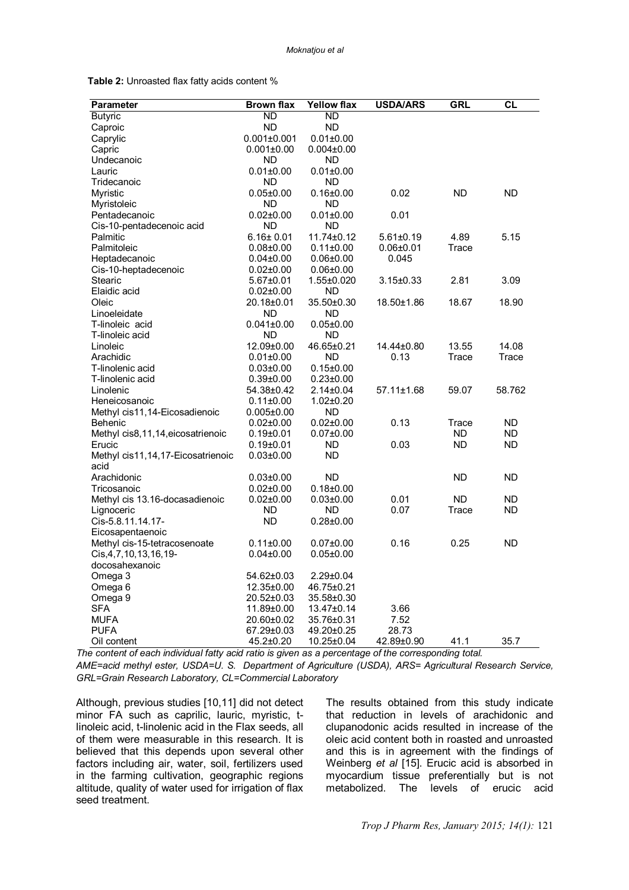**Table 2:** Unroasted flax fatty acids content %

| Parameter | Brown flax | Yellow flax | USDA/ARS | GRL | CL |
|---|---|---|---|---|---|
| Butyric | ND | ND | | | |
| Caproic | ND | ND | | | |
| Caprylic | 0.001±0.001 | 0.01±0.00 | | | |
| Capric | 0.001±0.00 | 0.004±0.00 | | | |
| Undecanoic | ND | ND | | | |
| Lauric | 0.01±0.00 | 0.01±0.00 | | | |
| Tridecanoic | ND | ND | | | |
| Myristic | 0.05±0.00 | 0.16±0.00 | 0.02 | ND | ND |
| Myristoleic | ND | ND | | | |
| Pentadecanoic | 0.02±0.00 | 0.01±0.00 | 0.01 | | |
| Cis-10-pentadecenoic acid | ND | ND | | | |
| Palmitic | 6.16± 0.01 | 11.74±0.12 | 5.61±0.19 | 4.89 | 5.15 |
| Palmitoleic | 0.08±0.00 | 0.11±0.00 | 0.06±0.01 | Trace | |
| Heptadecanoic | 0.04±0.00 | 0.06±0.00 | 0.045 | | |
| Cis-10-heptadecenoic | 0.02±0.00 | 0.06±0.00 | | | |
| Stearic | 5.67±0.01 | 1.55±0.020 | 3.15±0.33 | 2.81 | 3.09 |
| Elaidic acid | 0.02±0.00 | ND | | | |
| Oleic | 20.18±0.01 | 35.50±0.30 | 18.50±1.86 | 18.67 | 18.90 |
| Linoeleidate | ND | ND | | | |
| T-linoleic acid | 0.041±0.00 | 0.05±0.00 | | | |
| T-linoleic acid | ND | ND | | | |
| Linoleic | 12.09±0.00 | 46.65±0.21 | 14.44±0.80 | 13.55 | 14.08 |
| Arachidic | 0.01±0.00 | ND | 0.13 | Trace | Trace |
| T-linolenic acid | 0.03±0.00 | 0.15±0.00 | | | |
| T-linolenic acid | 0.39±0.00 | 0.23±0.00 | | | |
| Linolenic | 54.38±0.42 | 2.14±0.04 | 57.11±1.68 | 59.07 | 58.762 |
| Heneicosanoic | 0.11±0.00 | 1.02±0.20 | | | |
| Methyl cis11,14-Eicosadienoic | 0.005±0.00 | ND | | | |
| Behenic | 0.02±0.00 | 0.02±0.00 | 0.13 | Trace | ND |
| Methyl cis8,11,14,eicosatrienoic | 0.19±0.01 | 0.07±0.00 | | ND | ND |
| Erucic | 0.19±0.01 | ND | 0.03 | ND | ND |
| Methyl cis11,14,17-Eicosatrienoic acid | 0.03±0.00 | ND | | | |
| Arachidonic | 0.03±0.00 | ND | | ND | ND |
| Tricosanoic | 0.02±0.00 | 0.18±0.00 | | | |
| Methyl cis 13.16-docasadienoic | 0.02±0.00 | 0.03±0.00 | 0.01 | ND | ND |
| Lignoceric | ND | ND | 0.07 | Trace | ND |
| Cis-5.8.11.14.17-Eicosapentaenoic | ND | 0.28±0.00 | | | |
| Methyl cis-15-tetracosenoate | 0.11±0.00 | 0.07±0.00 | 0.16 | 0.25 | ND |
| Cis,4,7,10,13,16,19-docosahexanoic | 0.04±0.00 | 0.05±0.00 | | | |
| Omega 3 | 54.62±0.03 | 2.29±0.04 | | | |
| Omega 6 | 12.35±0.00 | 46.75±0.21 | | | |
| Omega 9 | 20.52±0.03 | 35.58±0.30 | | | |
| SFA | 11.89±0.00 | 13.47±0.14 | 3.66 | | |
| MUFA | 20.60±0.02 | 35.76±0.31 | 7.52 | | |
| PUFA | 67.29±0.03 | 49.20±0.25 | 28.73 | | |
| Oil content | 45.2±0.20 | 10.25±0.04 | 42.89±0.90 | 41.1 | 35.7 |

*The content of each individual fatty acid ratio is given as a percentage of the corresponding total.*
*AME=acid methyl ester, USDA=U. S. Department of Agriculture (USDA), ARS= Agricultural Research Service, GRL=Grain Research Laboratory, CL=Commercial Laboratory*

Although, previous studies [10,11] did not detect minor FA such as caprilic, lauric, myristic, t-linoleic acid, t-linolenic acid in the Flax seeds, all of them were measurable in this research. It is believed that this depends upon several other factors including air, water, soil, fertilizers used in the farming cultivation, geographic regions altitude, quality of water used for irrigation of flax seed treatment.

The results obtained from this study indicate that reduction in levels of arachidonic and clupanodonic acids resulted in increase of the oleic acid content both in roasted and unroasted and this is in agreement with the findings of Weinberg *et al* [15]. Erucic acid is absorbed in myocardium tissue preferentially but is not metabolized. The levels of erucic acid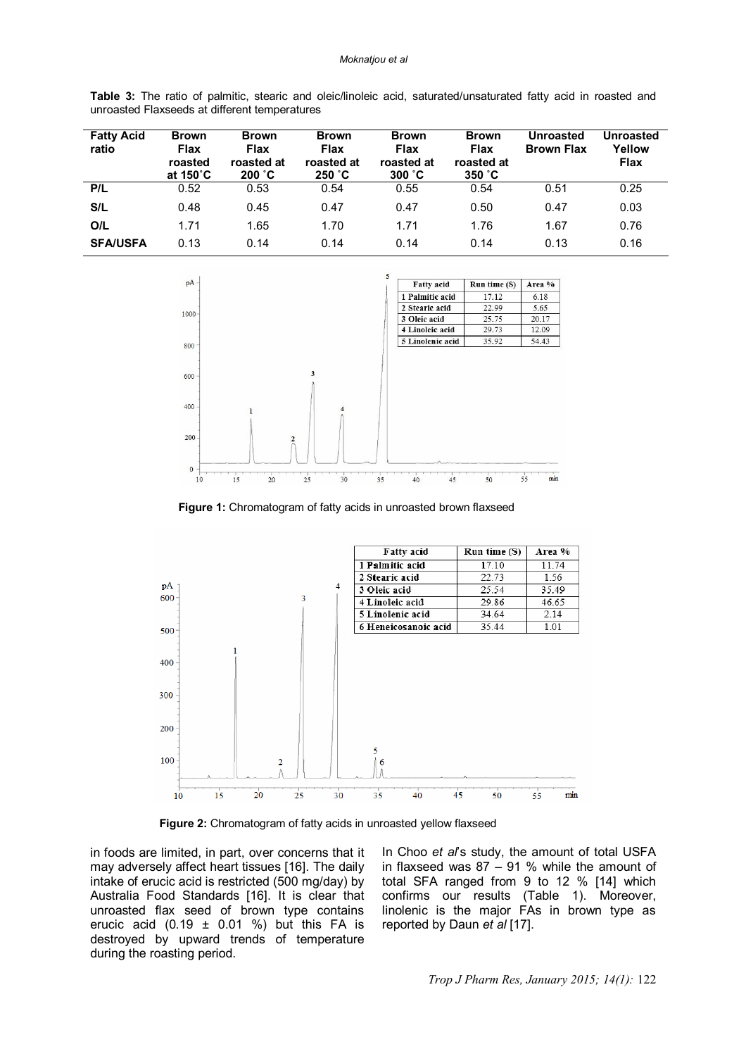**Table 3:** The ratio of palmitic, stearic and oleic/linoleic acid, saturated/unsaturated fatty acid in roasted and unroasted Flaxseeds at different temperatures

| Fatty Acid ratio | Brown Flax roasted at 150˚C | Brown Flax roasted at 200 ˚C | Brown Flax roasted at 250 ˚C | Brown Flax roasted at 300 ˚C | Brown Flax roasted at 350 ˚C | Unroasted Brown Flax | Unroasted Yellow Flax |
|---|---|---|---|---|---|---|---|
| **P/L** | 0.52 | 0.53 | 0.54 | 0.55 | 0.54 | 0.51 | 0.25 |
| **S/L** | 0.48 | 0.45 | 0.47 | 0.47 | 0.50 | 0.47 | 0.03 |
| **O/L** | 1.71 | 1.65 | 1.70 | 1.71 | 1.76 | 1.67 | 0.76 |
| **SFA/USFA** | 0.13 | 0.14 | 0.14 | 0.14 | 0.14 | 0.13 | 0.16 |

| Fatty acid | Run time (S) | Area % |
|---|---|---|
| 1 Palmitic acid | 17.12 | 6.18 |
| 2 Stearic acid | 22.99 | 5.65 |
| 3 Oleic acid | 25.75 | 20.17 |
| 4 Linoleic acid | 29.73 | 12.09 |
| 5 Linolenic acid | 35.92 | 54.43 |

**Figure 1:** Chromatogram of fatty acids in unroasted brown flaxseed

| Fatty acid | Run time (S) | Area % |
|---|---|---|
| 1 Palmitic acid | 17.10 | 11.74 |
| 2 Stearic acid | 22.73 | 1.56 |
| 3 Oleic acid | 25.54 | 35.49 |
| 4 Linoleic acid | 29.86 | 46.65 |
| 5 Linolenic acid | 34.64 | 2.14 |
| 6 Heneicosanoic acid | 35.44 | 1.01 |

**Figure 2:** Chromatogram of fatty acids in unroasted yellow flaxseed

in foods are limited, in part, over concerns that it may adversely affect heart tissues [16]. The daily intake of erucic acid is restricted (500 mg/day) by Australia Food Standards [16]. It is clear that unroasted flax seed of brown type contains erucic acid (0.19 ± 0.01 %) but this FA is destroyed by upward trends of temperature during the roasting period.

In Choo *et al*'s study, the amount of total USFA in flaxseed was 87 – 91 % while the amount of total SFA ranged from 9 to 12 % [14] which confirms our results (Table 1). Moreover, linolenic is the major FAs in brown type as reported by Daun *et al* [17].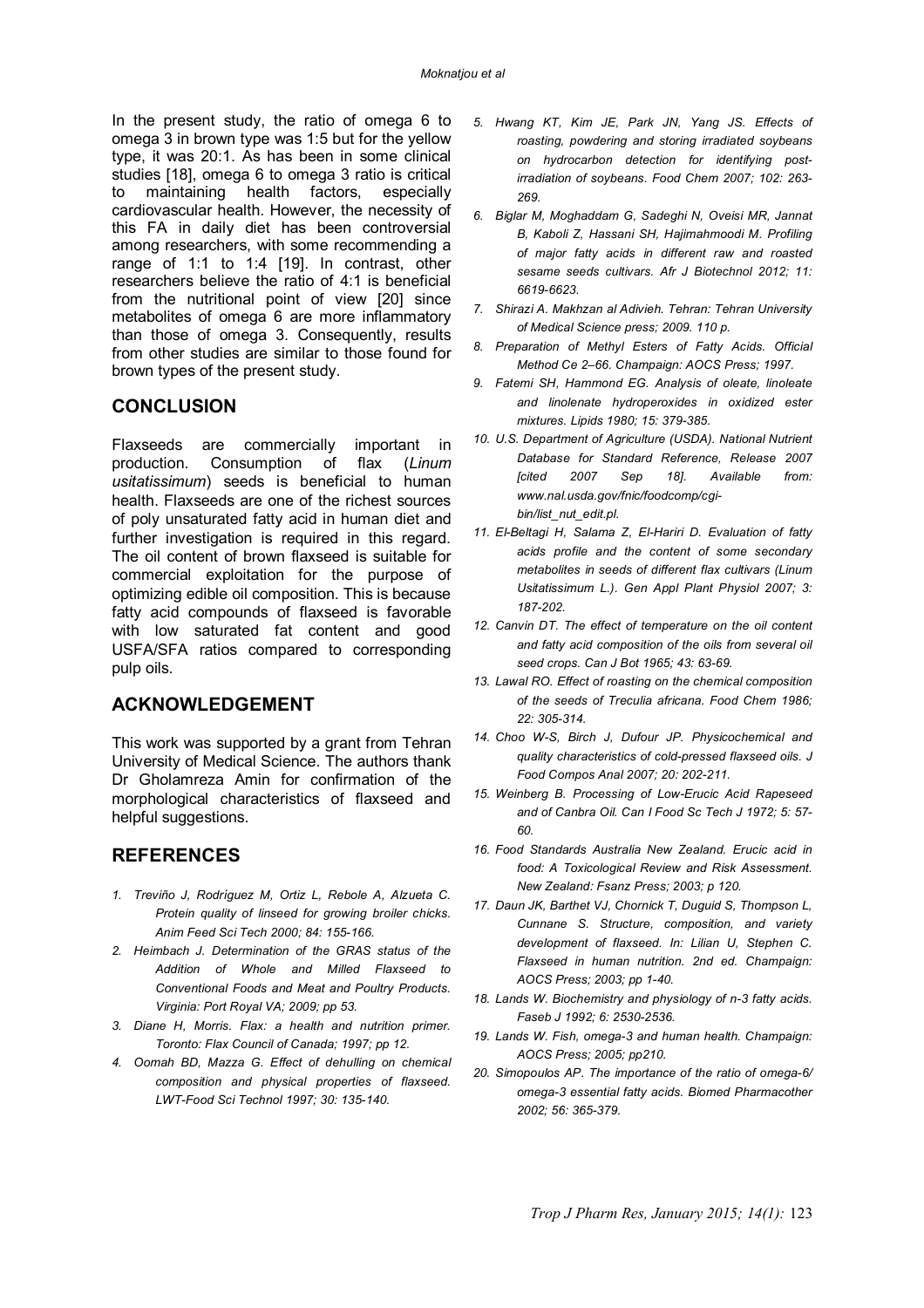In the present study, the ratio of omega 6 to omega 3 in brown type was 1:5 but for the yellow type, it was 20:1. As has been in some clinical studies [18], omega 6 to omega 3 ratio is critical to maintaining health factors, especially cardiovascular health. However, the necessity of this FA in daily diet has been controversial among researchers, with some recommending a range of 1:1 to 1:4 [19]. In contrast, other researchers believe the ratio of 4:1 is beneficial from the nutritional point of view [20] since metabolites of omega 6 are more inflammatory than those of omega 3. Consequently, results from other studies are similar to those found for brown types of the present study.

## CONCLUSION

Flaxseeds are commercially important in production. Consumption of flax (*Linum usitatissimum*) seeds is beneficial to human health. Flaxseeds are one of the richest sources of poly unsaturated fatty acid in human diet and further investigation is required in this regard. The oil content of brown flaxseed is suitable for commercial exploitation for the purpose of optimizing edible oil composition. This is because fatty acid compounds of flaxseed is favorable with low saturated fat content and good USFA/SFA ratios compared to corresponding pulp oils.

## ACKNOWLEDGEMENT

This work was supported by a grant from Tehran University of Medical Science. The authors thank Dr Gholamreza Amin for confirmation of the morphological characteristics of flaxseed and helpful suggestions.

## REFERENCES

1. *Treviño J, Rodríguez M, Ortiz L, Rebole A, Alzueta C. Protein quality of linseed for growing broiler chicks. Anim Feed Sci Tech 2000; 84: 155-166.*
2. *Heimbach J. Determination of the GRAS status of the Addition of Whole and Milled Flaxseed to Conventional Foods and Meat and Poultry Products. Virginia: Port Royal VA; 2009; pp 53.*
3. *Diane H, Morris. Flax: a health and nutrition primer. Toronto: Flax Council of Canada; 1997; pp 12.*
4. *Oomah BD, Mazza G. Effect of dehulling on chemical composition and physical properties of flaxseed. LWT-Food Sci Technol 1997; 30: 135-140.*
5. *Hwang KT, Kim JE, Park JN, Yang JS. Effects of roasting, powdering and storing irradiated soybeans on hydrocarbon detection for identifying post-irradiation of soybeans. Food Chem 2007; 102: 263-269.*
6. *Biglar M, Moghaddam G, Sadeghi N, Oveisi MR, Jannat B, Kaboli Z, Hassani SH, Hajimahmoodi M. Profiling of major fatty acids in different raw and roasted sesame seeds cultivars. Afr J Biotechnol 2012; 11: 6619-6623.*
7. *Shirazi A. Makhzan al Adivieh. Tehran: Tehran University of Medical Science press; 2009. 110 p.*
8. *Preparation of Methyl Esters of Fatty Acids. Official Method Ce 2–66. Champaign: AOCS Press; 1997.*
9. *Fatemi SH, Hammond EG. Analysis of oleate, linoleate and linolenate hydroperoxides in oxidized ester mixtures. Lipids 1980; 15: 379-385.*
10. *U.S. Department of Agriculture (USDA). National Nutrient Database for Standard Reference, Release 2007 [cited 2007 Sep 18]. Available from: www.nal.usda.gov/fnic/foodcomp/cgi-bin/list_nut_edit.pl.*
11. *El-Beltagi H, Salama Z, El-Hariri D. Evaluation of fatty acids profile and the content of some secondary metabolites in seeds of different flax cultivars (Linum Usitatissimum L.). Gen Appl Plant Physiol 2007; 3: 187-202.*
12. *Canvin DT. The effect of temperature on the oil content and fatty acid composition of the oils from several oil seed crops. Can J Bot 1965; 43: 63-69.*
13. *Lawal RO. Effect of roasting on the chemical composition of the seeds of Treculia africana. Food Chem 1986; 22: 305-314.*
14. *Choo W-S, Birch J, Dufour JP. Physicochemical and quality characteristics of cold-pressed flaxseed oils. J Food Compos Anal 2007; 20: 202-211.*
15. *Weinberg B. Processing of Low-Erucic Acid Rapeseed and of Canbra Oil. Can I Food Sc Tech J 1972; 5: 57-60.*
16. *Food Standards Australia New Zealand. Erucic acid in food: A Toxicological Review and Risk Assessment. New Zealand: Fsanz Press; 2003; p 120.*
17. *Daun JK, Barthet VJ, Chornick T, Duguid S, Thompson L, Cunnane S. Structure, composition, and variety development of flaxseed. In: Lilian U, Stephen C. Flaxseed in human nutrition. 2nd ed. Champaign: AOCS Press; 2003; pp 1-40.*
18. *Lands W. Biochemistry and physiology of n-3 fatty acids. Faseb J 1992; 6: 2530-2536.*
19. *Lands W. Fish, omega-3 and human health. Champaign: AOCS Press; 2005; pp210.*
20. *Simopoulos AP. The importance of the ratio of omega-6/omega-3 essential fatty acids. Biomed Pharmacother 2002; 56: 365-379.*